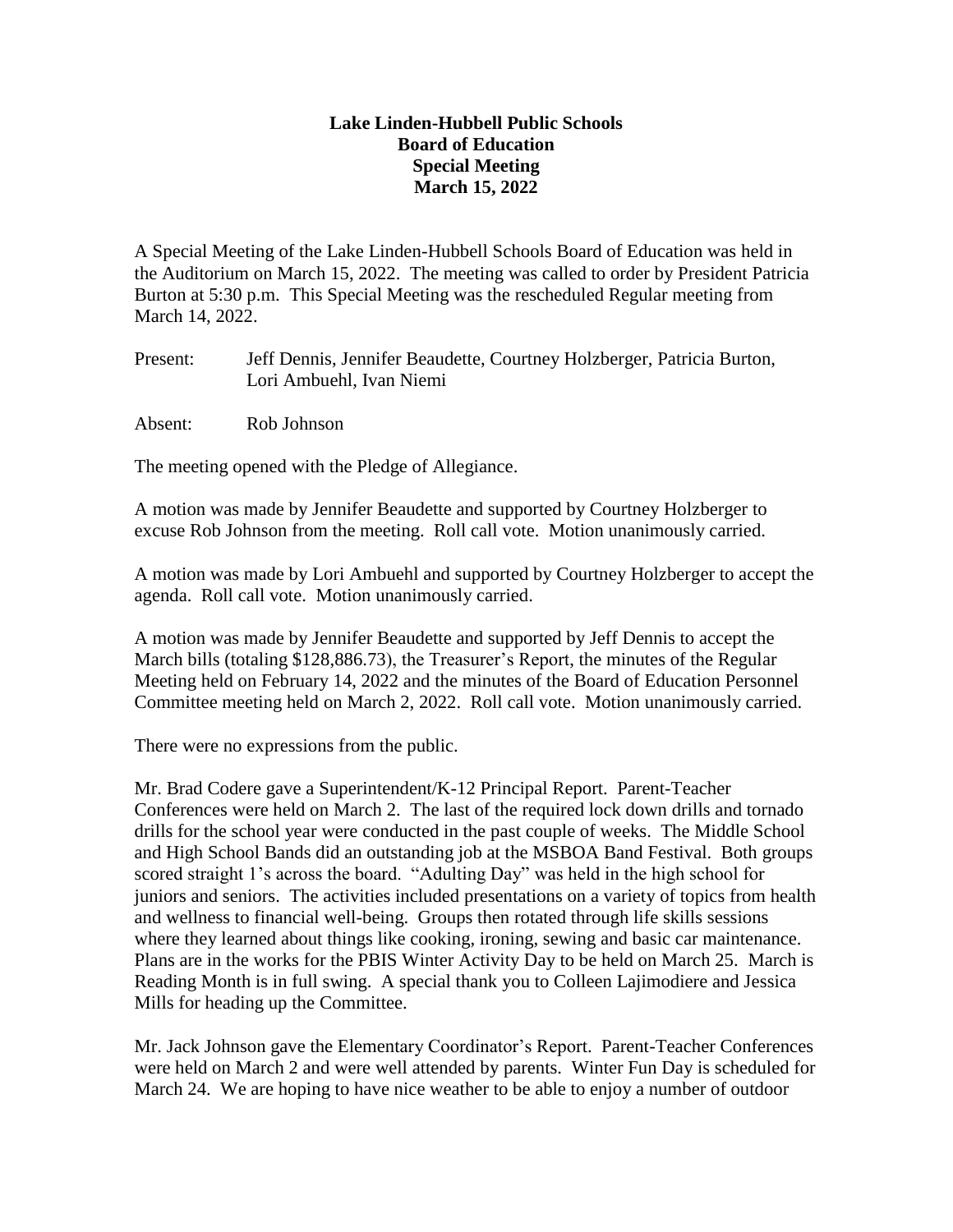# Lake Linden-Hubbell Public Schools
## Board of Education
## Special Meeting
## March 15, 2022

A Special Meeting of the Lake Linden-Hubbell Schools Board of Education was held in the Auditorium on March 15, 2022. The meeting was called to order by President Patricia Burton at 5:30 p.m. This Special Meeting was the rescheduled Regular meeting from March 14, 2022.

Present: Jeff Dennis, Jennifer Beaudette, Courtney Holzberger, Patricia Burton, Lori Ambuehl, Ivan Niemi

Absent: Rob Johnson

The meeting opened with the Pledge of Allegiance.

A motion was made by Jennifer Beaudette and supported by Courtney Holzberger to excuse Rob Johnson from the meeting. Roll call vote. Motion unanimously carried.

A motion was made by Lori Ambuehl and supported by Courtney Holzberger to accept the agenda. Roll call vote. Motion unanimously carried.

A motion was made by Jennifer Beaudette and supported by Jeff Dennis to accept the March bills (totaling $128,886.73), the Treasurer's Report, the minutes of the Regular Meeting held on February 14, 2022 and the minutes of the Board of Education Personnel Committee meeting held on March 2, 2022. Roll call vote. Motion unanimously carried.

There were no expressions from the public.

Mr. Brad Codere gave a Superintendent/K-12 Principal Report. Parent-Teacher Conferences were held on March 2. The last of the required lock down drills and tornado drills for the school year were conducted in the past couple of weeks. The Middle School and High School Bands did an outstanding job at the MSBOA Band Festival. Both groups scored straight 1's across the board. "Adulting Day" was held in the high school for juniors and seniors. The activities included presentations on a variety of topics from health and wellness to financial well-being. Groups then rotated through life skills sessions where they learned about things like cooking, ironing, sewing and basic car maintenance. Plans are in the works for the PBIS Winter Activity Day to be held on March 25. March is Reading Month is in full swing. A special thank you to Colleen Lajimodiere and Jessica Mills for heading up the Committee.

Mr. Jack Johnson gave the Elementary Coordinator's Report. Parent-Teacher Conferences were held on March 2 and were well attended by parents. Winter Fun Day is scheduled for March 24. We are hoping to have nice weather to be able to enjoy a number of outdoor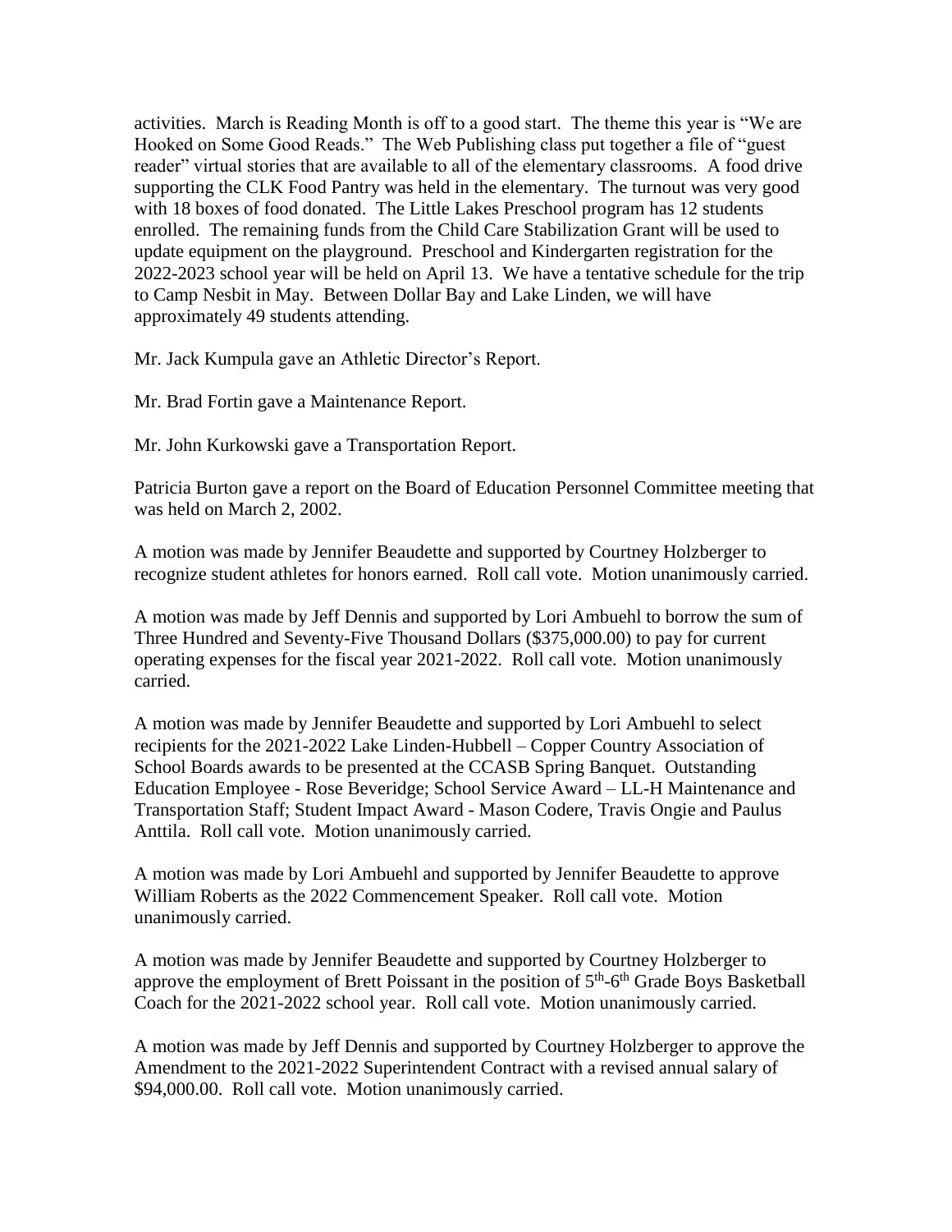activities. March is Reading Month is off to a good start. The theme this year is "We are Hooked on Some Good Reads." The Web Publishing class put together a file of "guest reader" virtual stories that are available to all of the elementary classrooms. A food drive supporting the CLK Food Pantry was held in the elementary. The turnout was very good with 18 boxes of food donated. The Little Lakes Preschool program has 12 students enrolled. The remaining funds from the Child Care Stabilization Grant will be used to update equipment on the playground. Preschool and Kindergarten registration for the 2022-2023 school year will be held on April 13. We have a tentative schedule for the trip to Camp Nesbit in May. Between Dollar Bay and Lake Linden, we will have approximately 49 students attending.

Mr. Jack Kumpula gave an Athletic Director's Report.

Mr. Brad Fortin gave a Maintenance Report.

Mr. John Kurkowski gave a Transportation Report.

Patricia Burton gave a report on the Board of Education Personnel Committee meeting that was held on March 2, 2002.

A motion was made by Jennifer Beaudette and supported by Courtney Holzberger to recognize student athletes for honors earned. Roll call vote. Motion unanimously carried.

A motion was made by Jeff Dennis and supported by Lori Ambuehl to borrow the sum of Three Hundred and Seventy-Five Thousand Dollars ($375,000.00) to pay for current operating expenses for the fiscal year 2021-2022. Roll call vote. Motion unanimously carried.

A motion was made by Jennifer Beaudette and supported by Lori Ambuehl to select recipients for the 2021-2022 Lake Linden-Hubbell – Copper Country Association of School Boards awards to be presented at the CCASB Spring Banquet. Outstanding Education Employee - Rose Beveridge; School Service Award – LL-H Maintenance and Transportation Staff; Student Impact Award - Mason Codere, Travis Ongie and Paulus Anttila. Roll call vote. Motion unanimously carried.

A motion was made by Lori Ambuehl and supported by Jennifer Beaudette to approve William Roberts as the 2022 Commencement Speaker. Roll call vote. Motion unanimously carried.

A motion was made by Jennifer Beaudette and supported by Courtney Holzberger to approve the employment of Brett Poissant in the position of 5th-6th Grade Boys Basketball Coach for the 2021-2022 school year. Roll call vote. Motion unanimously carried.

A motion was made by Jeff Dennis and supported by Courtney Holzberger to approve the Amendment to the 2021-2022 Superintendent Contract with a revised annual salary of $94,000.00. Roll call vote. Motion unanimously carried.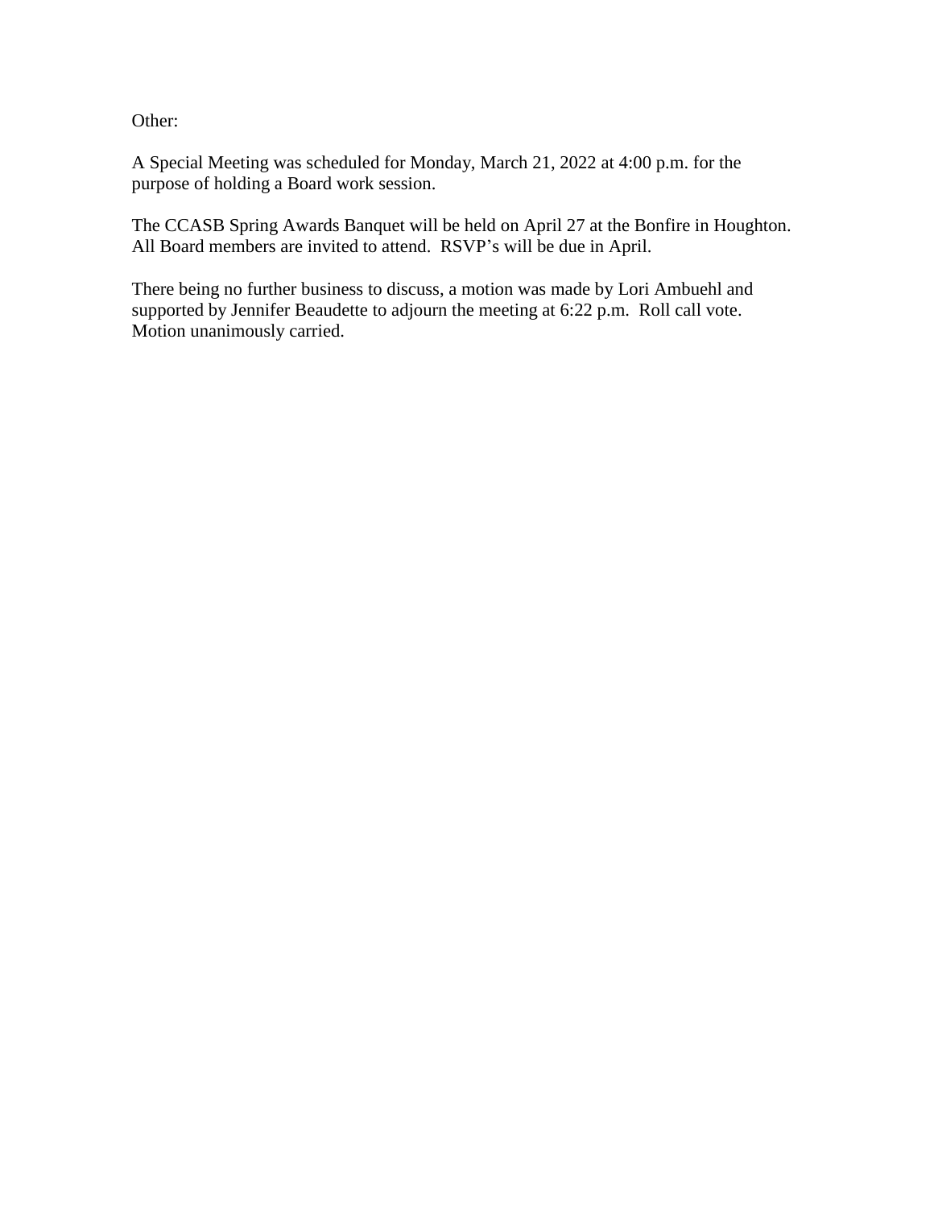Other:

A Special Meeting was scheduled for Monday, March 21, 2022 at 4:00 p.m. for the purpose of holding a Board work session.

The CCASB Spring Awards Banquet will be held on April 27 at the Bonfire in Houghton. All Board members are invited to attend. RSVP's will be due in April.

There being no further business to discuss, a motion was made by Lori Ambuehl and supported by Jennifer Beaudette to adjourn the meeting at 6:22 p.m. Roll call vote. Motion unanimously carried.